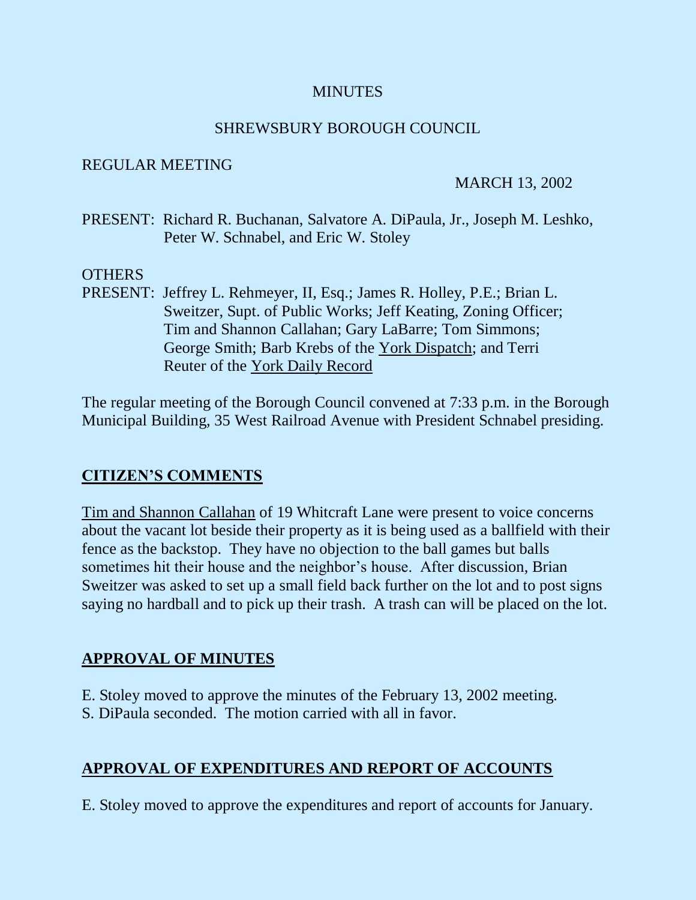MINUTES

SHREWSBURY BOROUGH COUNCIL

REGULAR MEETING

MARCH 13, 2002

PRESENT: Richard R. Buchanan, Salvatore A. DiPaula, Jr., Joseph M. Leshko, Peter W. Schnabel, and Eric W. Stoley

OTHERS PRESENT: Jeffrey L. Rehmeyer, II, Esq.; James R. Holley, P.E.; Brian L. Sweitzer, Supt. of Public Works; Jeff Keating, Zoning Officer; Tim and Shannon Callahan; Gary LaBarre; Tom Simmons; George Smith; Barb Krebs of the York Dispatch; and Terri Reuter of the York Daily Record

The regular meeting of the Borough Council convened at 7:33 p.m. in the Borough Municipal Building, 35 West Railroad Avenue with President Schnabel presiding.

## CITIZEN'S COMMENTS

Tim and Shannon Callahan of 19 Whitcraft Lane were present to voice concerns about the vacant lot beside their property as it is being used as a ballfield with their fence as the backstop. They have no objection to the ball games but balls sometimes hit their house and the neighbor's house. After discussion, Brian Sweitzer was asked to set up a small field back further on the lot and to post signs saying no hardball and to pick up their trash. A trash can will be placed on the lot.

## APPROVAL OF MINUTES

E. Stoley moved to approve the minutes of the February 13, 2002 meeting.
S. DiPaula seconded. The motion carried with all in favor.

## APPROVAL OF EXPENDITURES AND REPORT OF ACCOUNTS

E. Stoley moved to approve the expenditures and report of accounts for January.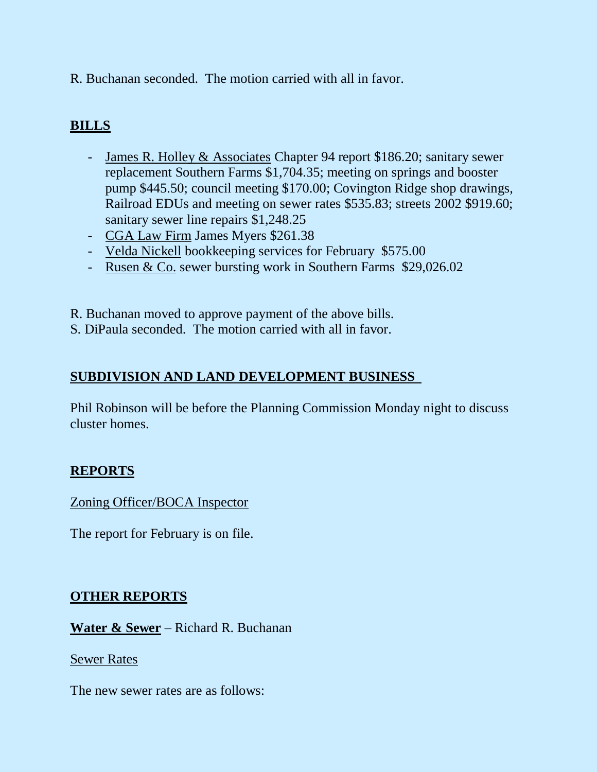R. Buchanan seconded. The motion carried with all in favor.

## BILLS

- James R. Holley & Associates Chapter 94 report $186.20; sanitary sewer replacement Southern Farms $1,704.35; meeting on springs and booster pump $445.50; council meeting $170.00; Covington Ridge shop drawings, Railroad EDUs and meeting on sewer rates $535.83; streets 2002 $919.60; sanitary sewer line repairs $1,248.25
- CGA Law Firm James Myers $261.38
- Velda Nickell bookkeeping services for February $575.00
- Rusen & Co. sewer bursting work in Southern Farms $29,026.02

R. Buchanan moved to approve payment of the above bills.
S. DiPaula seconded. The motion carried with all in favor.

## SUBDIVISION AND LAND DEVELOPMENT BUSINESS

Phil Robinson will be before the Planning Commission Monday night to discuss cluster homes.

## REPORTS

Zoning Officer/BOCA Inspector

The report for February is on file.

## OTHER REPORTS

**Water & Sewer** – Richard R. Buchanan

Sewer Rates

The new sewer rates are as follows: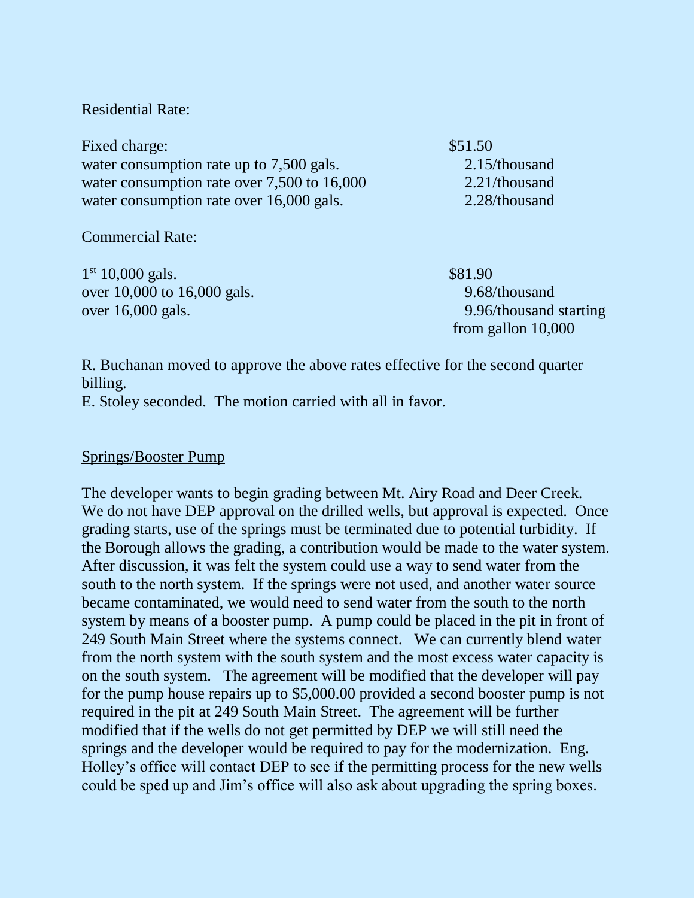Residential Rate:

| | |
|---|---|
| Fixed charge: | \$51.50 |
| water consumption rate up to 7,500 gals. | 2.15/thousand |
| water consumption rate over 7,500 to 16,000 | 2.21/thousand |
| water consumption rate over 16,000 gals. | 2.28/thousand |

Commercial Rate:

| | |
|---|---|
| 1st 10,000 gals. | \$81.90 |
| over 10,000 to 16,000 gals. | 9.68/thousand |
| over 16,000 gals. | 9.96/thousand starting from gallon 10,000 |

R. Buchanan moved to approve the above rates effective for the second quarter billing.
E. Stoley seconded. The motion carried with all in favor.

<u>Springs/Booster Pump</u>

The developer wants to begin grading between Mt. Airy Road and Deer Creek. We do not have DEP approval on the drilled wells, but approval is expected. Once grading starts, use of the springs must be terminated due to potential turbidity. If the Borough allows the grading, a contribution would be made to the water system. After discussion, it was felt the system could use a way to send water from the south to the north system. If the springs were not used, and another water source became contaminated, we would need to send water from the south to the north system by means of a booster pump. A pump could be placed in the pit in front of 249 South Main Street where the systems connect. We can currently blend water from the north system with the south system and the most excess water capacity is on the south system. The agreement will be modified that the developer will pay for the pump house repairs up to \$5,000.00 provided a second booster pump is not required in the pit at 249 South Main Street. The agreement will be further modified that if the wells do not get permitted by DEP we will still need the springs and the developer would be required to pay for the modernization. Eng. Holley's office will contact DEP to see if the permitting process for the new wells could be sped up and Jim's office will also ask about upgrading the spring boxes.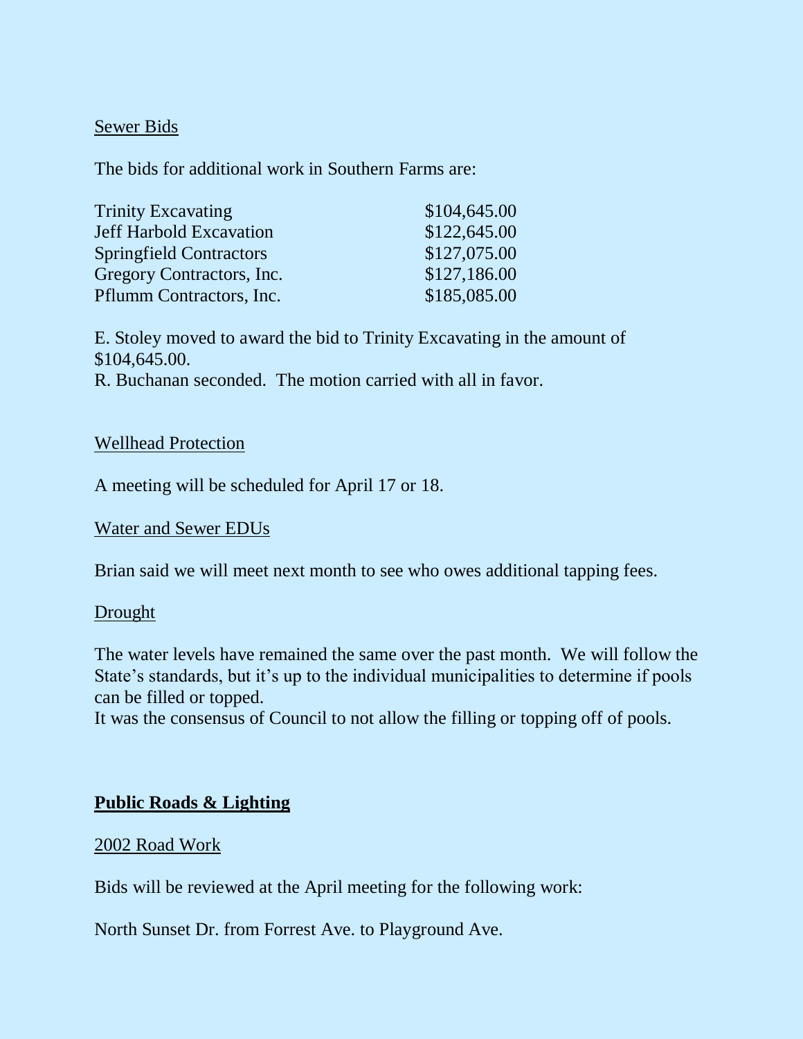Sewer Bids

The bids for additional work in Southern Farms are:

| | |
|---|---|
| Trinity Excavating | $104,645.00 |
| Jeff Harbold Excavation | $122,645.00 |
| Springfield Contractors | $127,075.00 |
| Gregory Contractors, Inc. | $127,186.00 |
| Pflumm Contractors, Inc. | $185,085.00 |

E. Stoley moved to award the bid to Trinity Excavating in the amount of $104,645.00.
R. Buchanan seconded. The motion carried with all in favor.

Wellhead Protection

A meeting will be scheduled for April 17 or 18.

Water and Sewer EDUs

Brian said we will meet next month to see who owes additional tapping fees.

Drought

The water levels have remained the same over the past month. We will follow the State's standards, but it's up to the individual municipalities to determine if pools can be filled or topped.
It was the consensus of Council to not allow the filling or topping off of pools.

## **Public Roads & Lighting**

2002 Road Work

Bids will be reviewed at the April meeting for the following work:

North Sunset Dr. from Forrest Ave. to Playground Ave.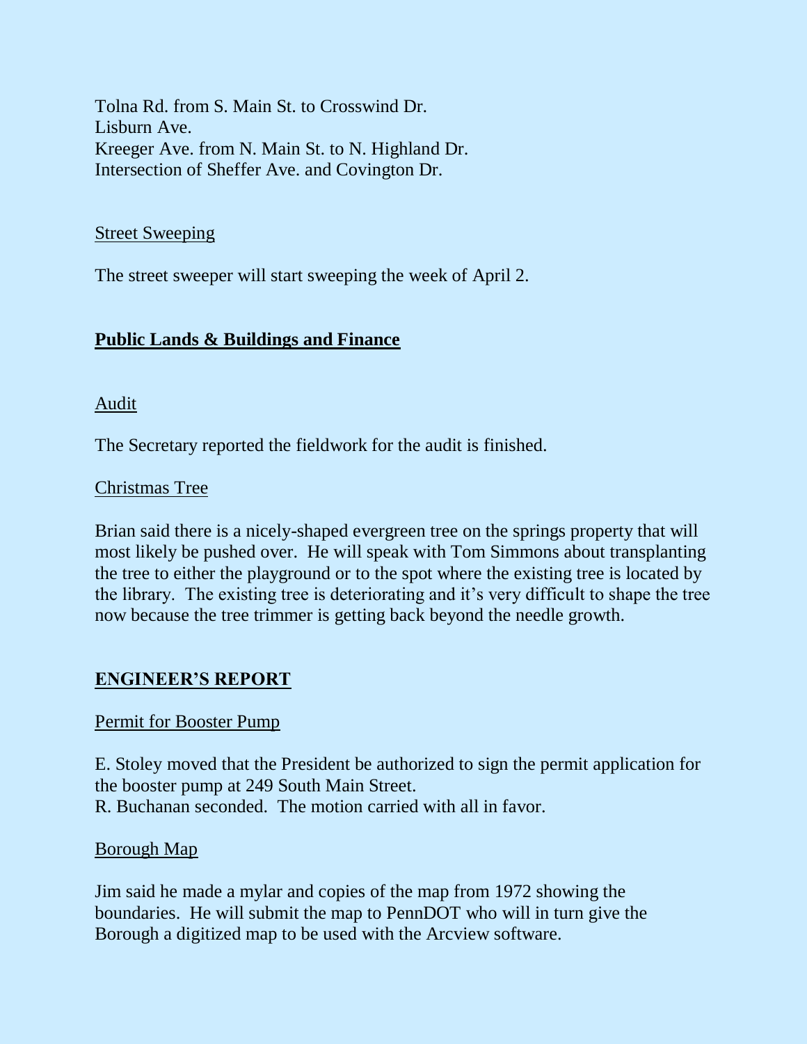Tolna Rd. from S. Main St. to Crosswind Dr.
Lisburn Ave.
Kreeger Ave. from N. Main St. to N. Highland Dr.
Intersection of Sheffer Ave. and Covington Dr.

Street Sweeping

The street sweeper will start sweeping the week of April 2.

## **Public Lands & Buildings and Finance**

Audit

The Secretary reported the fieldwork for the audit is finished.

Christmas Tree

Brian said there is a nicely-shaped evergreen tree on the springs property that will most likely be pushed over. He will speak with Tom Simmons about transplanting the tree to either the playground or to the spot where the existing tree is located by the library. The existing tree is deteriorating and it's very difficult to shape the tree now because the tree trimmer is getting back beyond the needle growth.

## **ENGINEER'S REPORT**

Permit for Booster Pump

E. Stoley moved that the President be authorized to sign the permit application for the booster pump at 249 South Main Street.
R. Buchanan seconded. The motion carried with all in favor.

Borough Map

Jim said he made a mylar and copies of the map from 1972 showing the boundaries. He will submit the map to PennDOT who will in turn give the Borough a digitized map to be used with the Arcview software.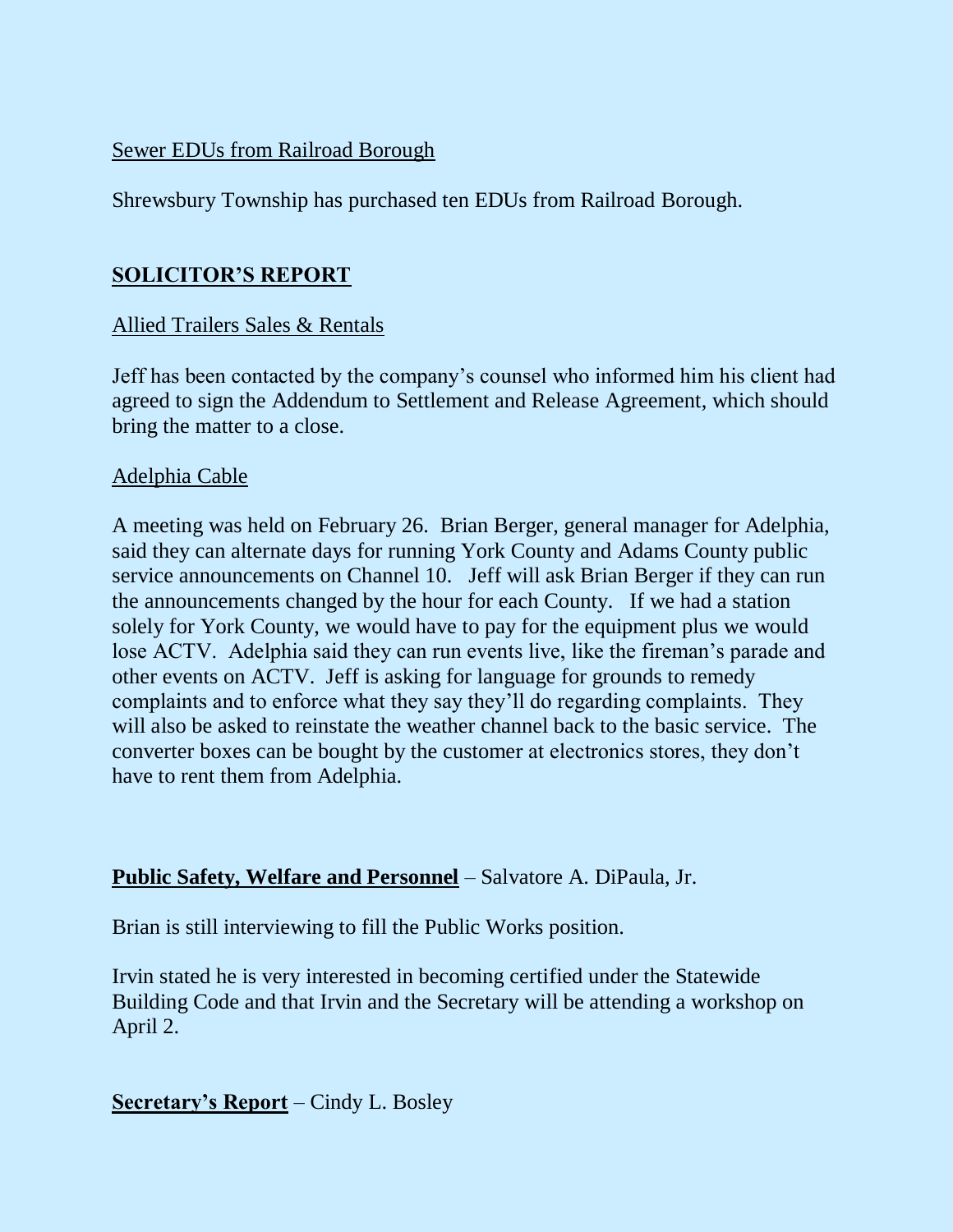Sewer EDUs from Railroad Borough

Shrewsbury Township has purchased ten EDUs from Railroad Borough.

## SOLICITOR'S REPORT

Allied Trailers Sales & Rentals

Jeff has been contacted by the company's counsel who informed him his client had agreed to sign the Addendum to Settlement and Release Agreement, which should bring the matter to a close.

Adelphia Cable

A meeting was held on February 26. Brian Berger, general manager for Adelphia, said they can alternate days for running York County and Adams County public service announcements on Channel 10. Jeff will ask Brian Berger if they can run the announcements changed by the hour for each County. If we had a station solely for York County, we would have to pay for the equipment plus we would lose ACTV. Adelphia said they can run events live, like the fireman's parade and other events on ACTV. Jeff is asking for language for grounds to remedy complaints and to enforce what they say they'll do regarding complaints. They will also be asked to reinstate the weather channel back to the basic service. The converter boxes can be bought by the customer at electronics stores, they don't have to rent them from Adelphia.

**Public Safety, Welfare and Personnel** – Salvatore A. DiPaula, Jr.

Brian is still interviewing to fill the Public Works position.

Irvin stated he is very interested in becoming certified under the Statewide Building Code and that Irvin and the Secretary will be attending a workshop on April 2.

**Secretary's Report** – Cindy L. Bosley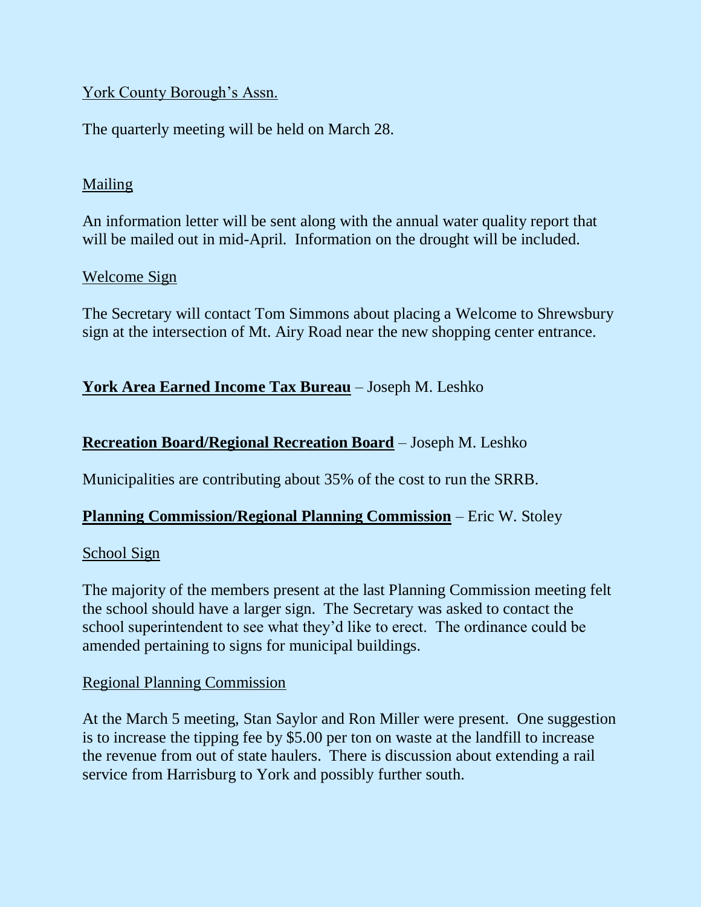York County Borough's Assn.

The quarterly meeting will be held on March 28.

Mailing

An information letter will be sent along with the annual water quality report that will be mailed out in mid-April. Information on the drought will be included.

Welcome Sign

The Secretary will contact Tom Simmons about placing a Welcome to Shrewsbury sign at the intersection of Mt. Airy Road near the new shopping center entrance.

**York Area Earned Income Tax Bureau** – Joseph M. Leshko

**Recreation Board/Regional Recreation Board** – Joseph M. Leshko

Municipalities are contributing about 35% of the cost to run the SRRB.

**Planning Commission/Regional Planning Commission** – Eric W. Stoley

School Sign

The majority of the members present at the last Planning Commission meeting felt the school should have a larger sign. The Secretary was asked to contact the school superintendent to see what they'd like to erect. The ordinance could be amended pertaining to signs for municipal buildings.

Regional Planning Commission

At the March 5 meeting, Stan Saylor and Ron Miller were present. One suggestion is to increase the tipping fee by $5.00 per ton on waste at the landfill to increase the revenue from out of state haulers. There is discussion about extending a rail service from Harrisburg to York and possibly further south.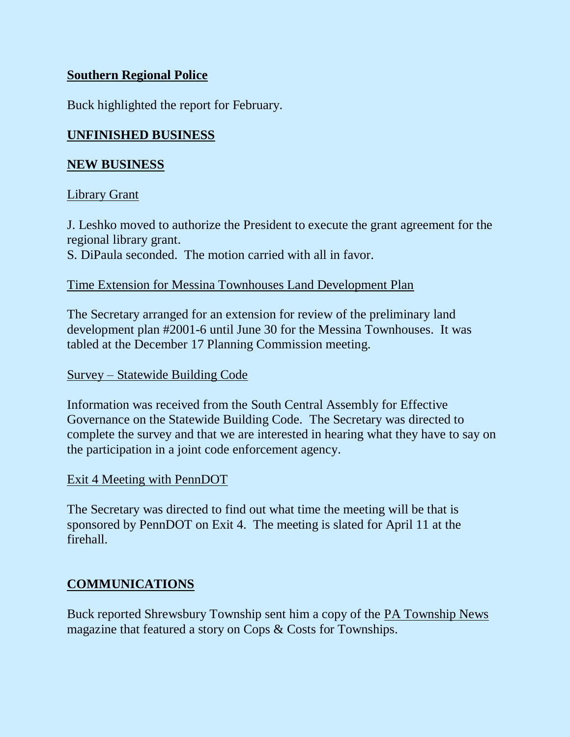**Southern Regional Police**

Buck highlighted the report for February.

**UNFINISHED BUSINESS**

**NEW BUSINESS**

Library Grant

J. Leshko moved to authorize the President to execute the grant agreement for the regional library grant.
S. DiPaula seconded. The motion carried with all in favor.

Time Extension for Messina Townhouses Land Development Plan

The Secretary arranged for an extension for review of the preliminary land development plan #2001-6 until June 30 for the Messina Townhouses. It was tabled at the December 17 Planning Commission meeting.

Survey – Statewide Building Code

Information was received from the South Central Assembly for Effective Governance on the Statewide Building Code. The Secretary was directed to complete the survey and that we are interested in hearing what they have to say on the participation in a joint code enforcement agency.

Exit 4 Meeting with PennDOT

The Secretary was directed to find out what time the meeting will be that is sponsored by PennDOT on Exit 4. The meeting is slated for April 11 at the firehall.

**COMMUNICATIONS**

Buck reported Shrewsbury Township sent him a copy of the PA Township News magazine that featured a story on Cops & Costs for Townships.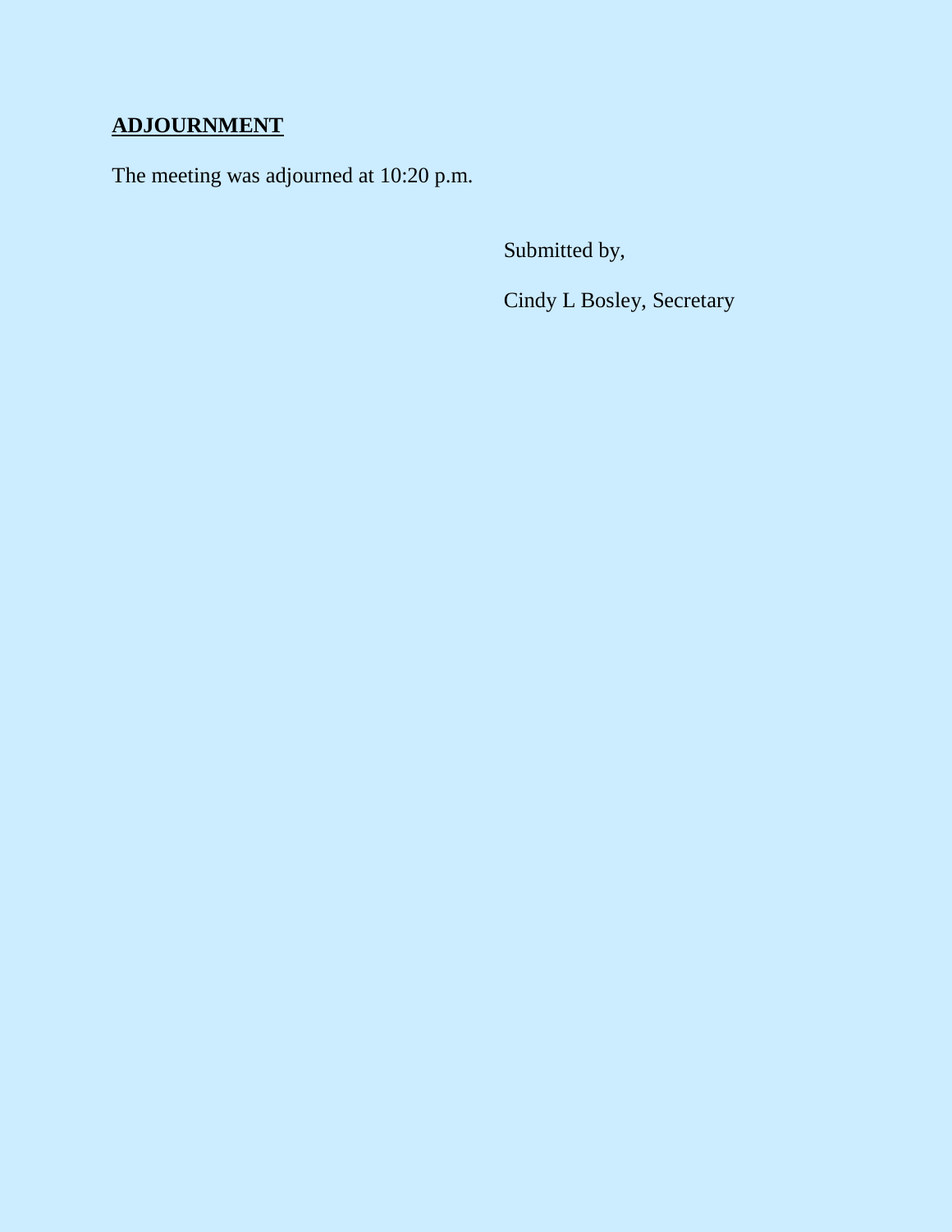**ADJOURNMENT**

The meeting was adjourned at 10:20 p.m.

Submitted by,

Cindy L Bosley, Secretary